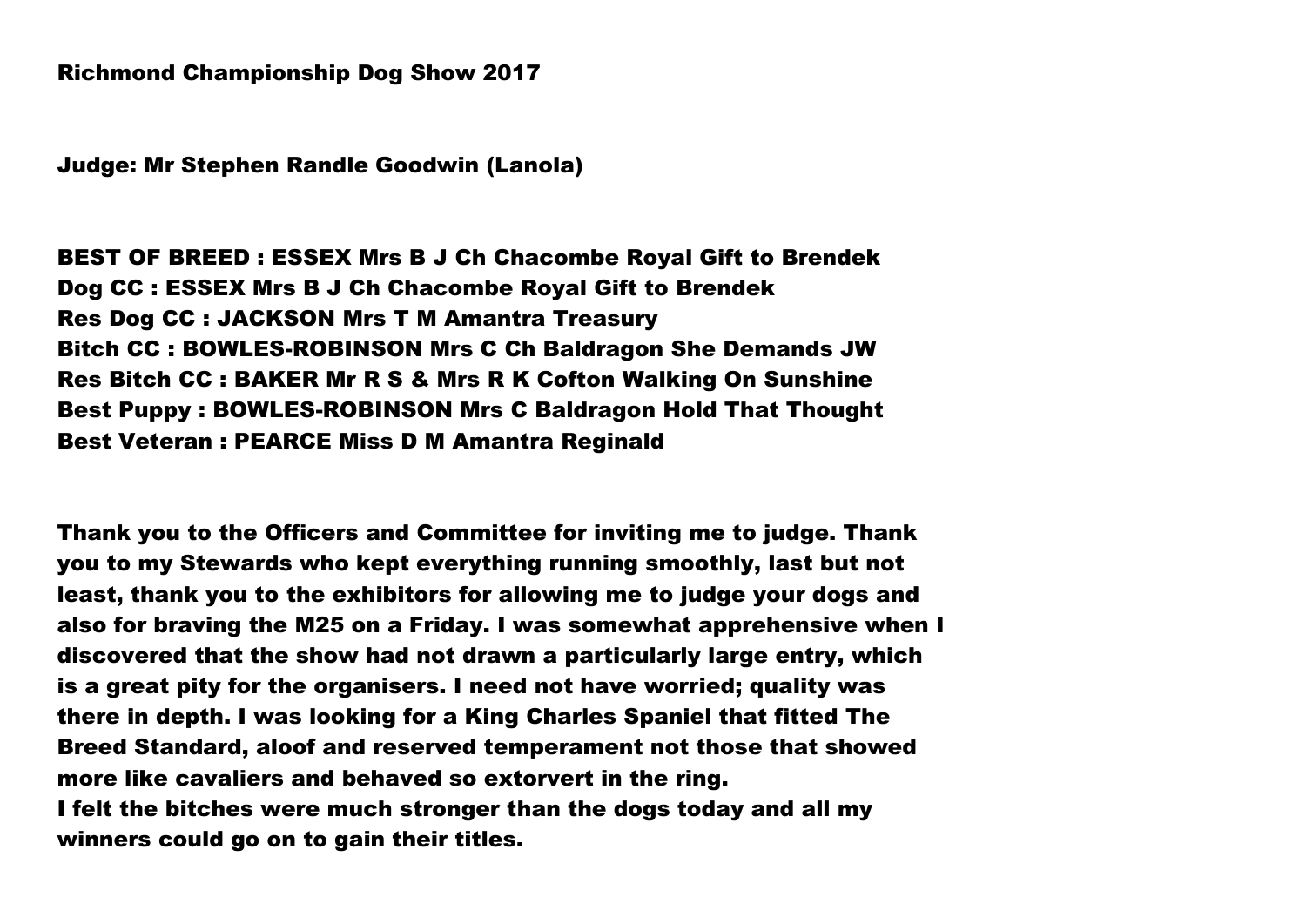**Richmond Championship Dog Show 2017**

**Judge: Mr Stephen Randle Goodwin (Lanola)**

**BEST OF BREED : ESSEX Mrs B J Ch Chacombe Royal Gift to Brendek**
**Dog CC : ESSEX Mrs B J Ch Chacombe Royal Gift to Brendek**
**Res Dog CC : JACKSON Mrs T M Amantra Treasury**
**Bitch CC : BOWLES-ROBINSON Mrs C Ch Baldragon She Demands JW**
**Res Bitch CC : BAKER Mr R S & Mrs R K Cofton Walking On Sunshine**
**Best Puppy : BOWLES-ROBINSON Mrs C Baldragon Hold That Thought**
**Best Veteran : PEARCE Miss D M Amantra Reginald**

**Thank you to the Officers and Committee for inviting me to judge. Thank you to my Stewards who kept everything running smoothly, last but not least, thank you to the exhibitors for allowing me to judge your dogs and also for braving the M25 on a Friday. I was somewhat apprehensive when I discovered that the show had not drawn a particularly large entry, which is a great pity for the organisers. I need not have worried; quality was there in depth. I was looking for a King Charles Spaniel that fitted The Breed Standard, aloof and reserved temperament not those that showed more like cavaliers and behaved so extorvert in the ring.**
**I felt the bitches were much stronger than the dogs today and all my winners could go on to gain their titles.**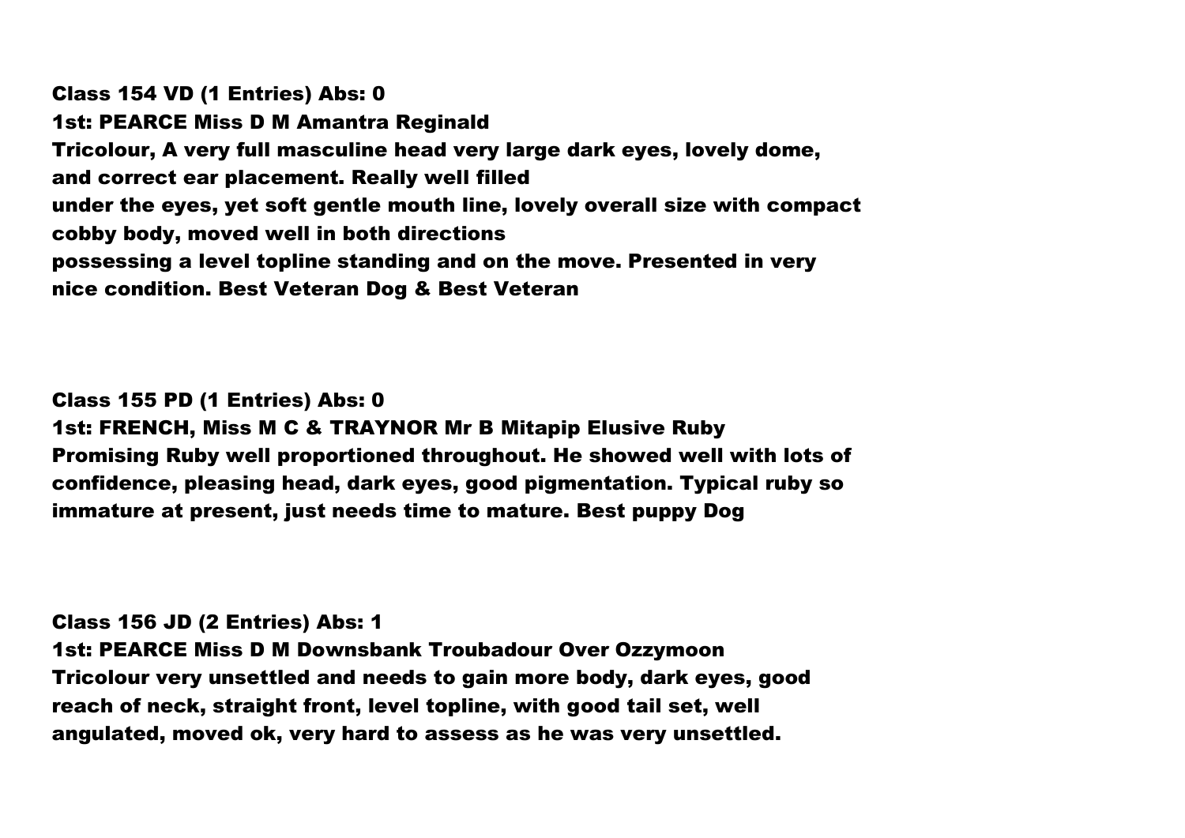**Class 154 VD (1 Entries) Abs: 0**
**1st: PEARCE Miss D M Amantra Reginald**
**Tricolour, A very full masculine head very large dark eyes, lovely dome, and correct ear placement. Really well filled under the eyes, yet soft gentle mouth line, lovely overall size with compact cobby body, moved well in both directions possessing a level topline standing and on the move. Presented in very nice condition. Best Veteran Dog & Best Veteran**

**Class 155 PD (1 Entries) Abs: 0**
**1st: FRENCH, Miss M C & TRAYNOR Mr B Mitapip Elusive Ruby**
**Promising Ruby well proportioned throughout. He showed well with lots of confidence, pleasing head, dark eyes, good pigmentation. Typical ruby so immature at present, just needs time to mature. Best puppy Dog**

**Class 156 JD (2 Entries) Abs: 1**
**1st: PEARCE Miss D M Downsbank Troubadour Over Ozzymoon**
**Tricolour very unsettled and needs to gain more body, dark eyes, good reach of neck, straight front, level topline, with good tail set, well angulated, moved ok, very hard to assess as he was very unsettled.**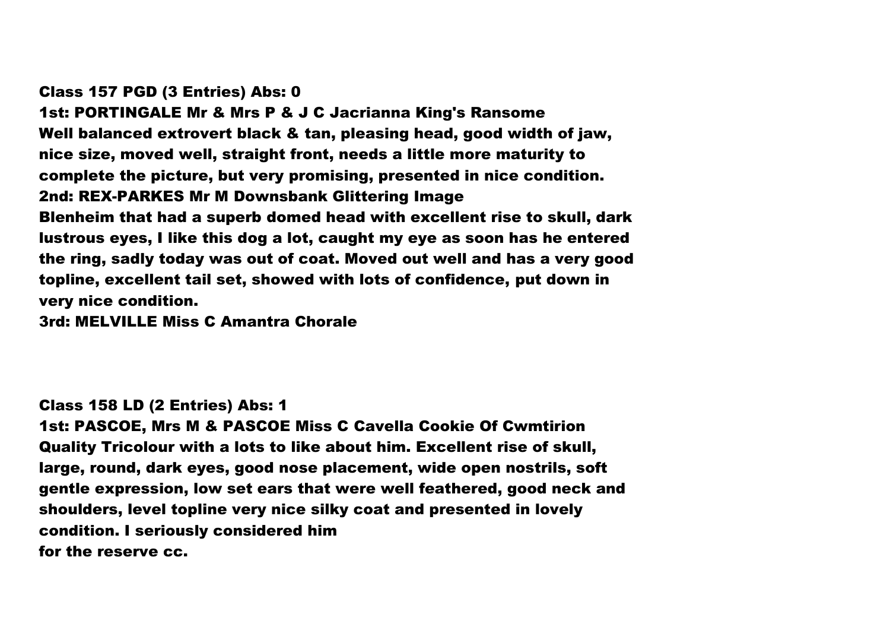**Class 157 PGD (3 Entries) Abs: 0**

**1st: PORTINGALE Mr & Mrs P & J C Jacrianna King's Ransome**

**Well balanced extrovert black & tan, pleasing head, good width of jaw, nice size, moved well, straight front, needs a little more maturity to complete the picture, but very promising, presented in nice condition.**

**2nd: REX-PARKES Mr M Downsbank Glittering Image**

**Blenheim that had a superb domed head with excellent rise to skull, dark lustrous eyes, I like this dog a lot, caught my eye as soon has he entered the ring, sadly today was out of coat. Moved out well and has a very good topline, excellent tail set, showed with lots of confidence, put down in very nice condition.**

**3rd: MELVILLE Miss C Amantra Chorale**

**Class 158 LD (2 Entries) Abs: 1**

**1st: PASCOE, Mrs M & PASCOE Miss C Cavella Cookie Of Cwmtirion**

**Quality Tricolour with a lots to like about him. Excellent rise of skull, large, round, dark eyes, good nose placement, wide open nostrils, soft gentle expression, low set ears that were well feathered, good neck and shoulders, level topline very nice silky coat and presented in lovely condition. I seriously considered him for the reserve cc.**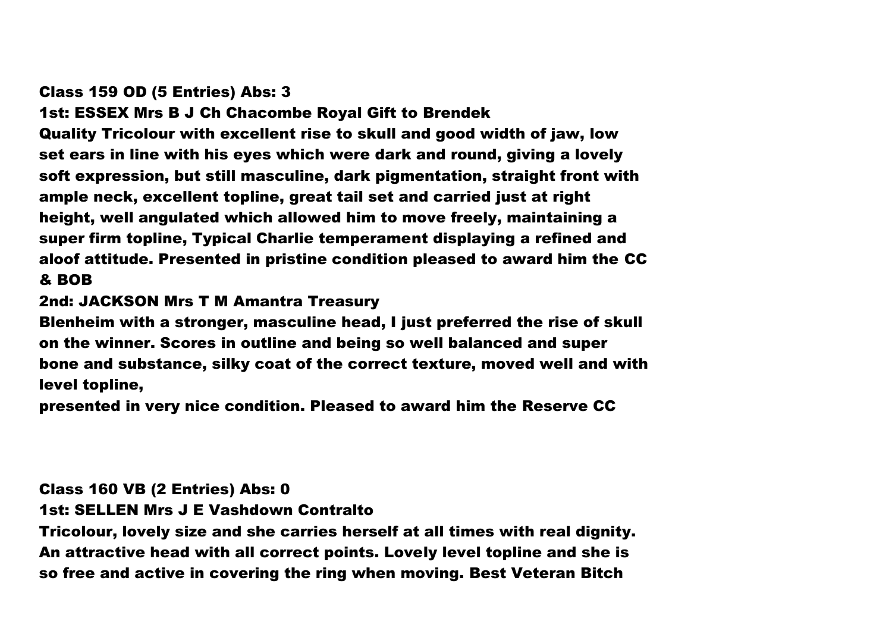**Class 159 OD (5 Entries) Abs: 3**

**1st: ESSEX Mrs B J Ch Chacombe Royal Gift to Brendek**

**Quality Tricolour with excellent rise to skull and good width of jaw, low set ears in line with his eyes which were dark and round, giving a lovely soft expression, but still masculine, dark pigmentation, straight front with ample neck, excellent topline, great tail set and carried just at right height, well angulated which allowed him to move freely, maintaining a super firm topline, Typical Charlie temperament displaying a refined and aloof attitude. Presented in pristine condition pleased to award him the CC & BOB**

**2nd: JACKSON Mrs T M Amantra Treasury**

**Blenheim with a stronger, masculine head, I just preferred the rise of skull on the winner. Scores in outline and being so well balanced and super bone and substance, silky coat of the correct texture, moved well and with level topline,**

**presented in very nice condition. Pleased to award him the Reserve CC**

**Class 160 VB (2 Entries) Abs: 0**

**1st: SELLEN Mrs J E Vashdown Contralto**

**Tricolour, lovely size and she carries herself at all times with real dignity. An attractive head with all correct points. Lovely level topline and she is so free and active in covering the ring when moving. Best Veteran Bitch**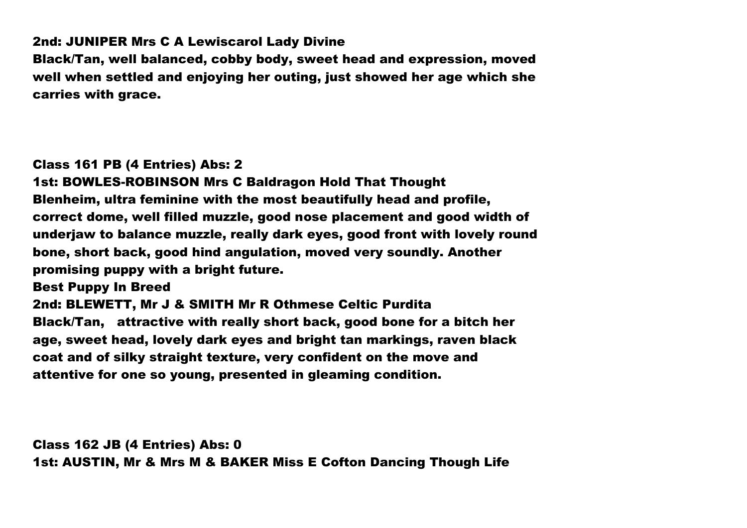**2nd: JUNIPER Mrs C A Lewiscarol Lady Divine**
**Black/Tan, well balanced, cobby body, sweet head and expression, moved well when settled and enjoying her outing, just showed her age which she carries with grace.**

**Class 161 PB (4 Entries) Abs: 2**
**1st: BOWLES-ROBINSON Mrs C Baldragon Hold That Thought**
**Blenheim, ultra feminine with the most beautifully head and profile, correct dome, well filled muzzle, good nose placement and good width of underjaw to balance muzzle, really dark eyes, good front with lovely round bone, short back, good hind angulation, moved very soundly. Another promising puppy with a bright future.**
**Best Puppy In Breed**
**2nd: BLEWETT, Mr J & SMITH Mr R Othmese Celtic Purdita**
**Black/Tan, attractive with really short back, good bone for a bitch her age, sweet head, lovely dark eyes and bright tan markings, raven black coat and of silky straight texture, very confident on the move and attentive for one so young, presented in gleaming condition.**

**Class 162 JB (4 Entries) Abs: 0**
**1st: AUSTIN, Mr & Mrs M & BAKER Miss E Cofton Dancing Though Life**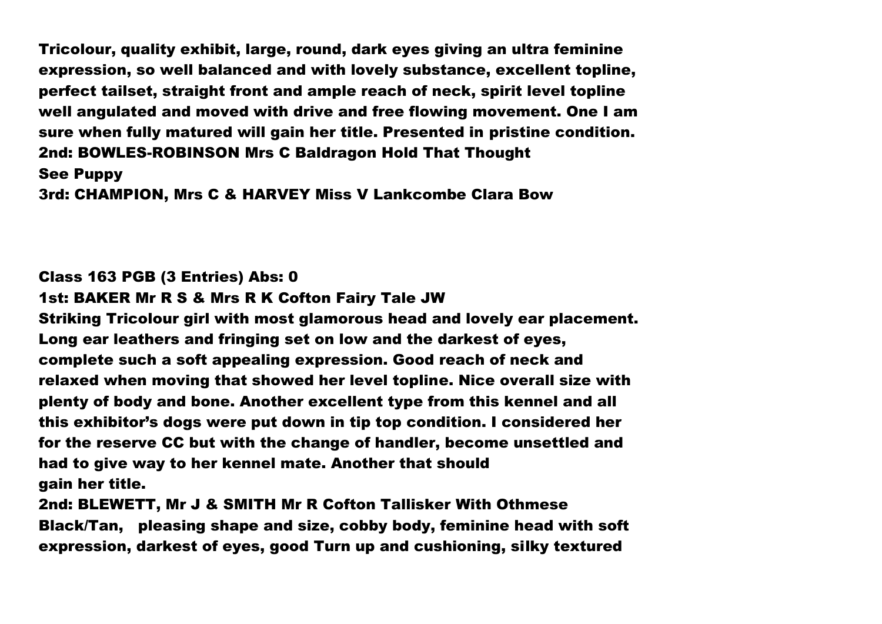**Tricolour, quality exhibit, large, round, dark eyes giving an ultra feminine expression, so well balanced and with lovely substance, excellent topline, perfect tailset, straight front and ample reach of neck, spirit level topline well angulated and moved with drive and free flowing movement. One I am sure when fully matured will gain her title. Presented in pristine condition.**
**2nd: BOWLES-ROBINSON Mrs C Baldragon Hold That Thought**
**See Puppy**
**3rd: CHAMPION, Mrs C & HARVEY Miss V Lankcombe Clara Bow**

**Class 163 PGB (3 Entries) Abs: 0**
**1st: BAKER Mr R S & Mrs R K Cofton Fairy Tale JW**
**Striking Tricolour girl with most glamorous head and lovely ear placement. Long ear leathers and fringing set on low and the darkest of eyes, complete such a soft appealing expression. Good reach of neck and relaxed when moving that showed her level topline. Nice overall size with plenty of body and bone. Another excellent type from this kennel and all this exhibitor's dogs were put down in tip top condition. I considered her for the reserve CC but with the change of handler, become unsettled and had to give way to her kennel mate. Another that should gain her title.**
**2nd: BLEWETT, Mr J & SMITH Mr R Cofton Tallisker With Othmese**
**Black/Tan, pleasing shape and size, cobby body, feminine head with soft expression, darkest of eyes, good Turn up and cushioning, silky textured**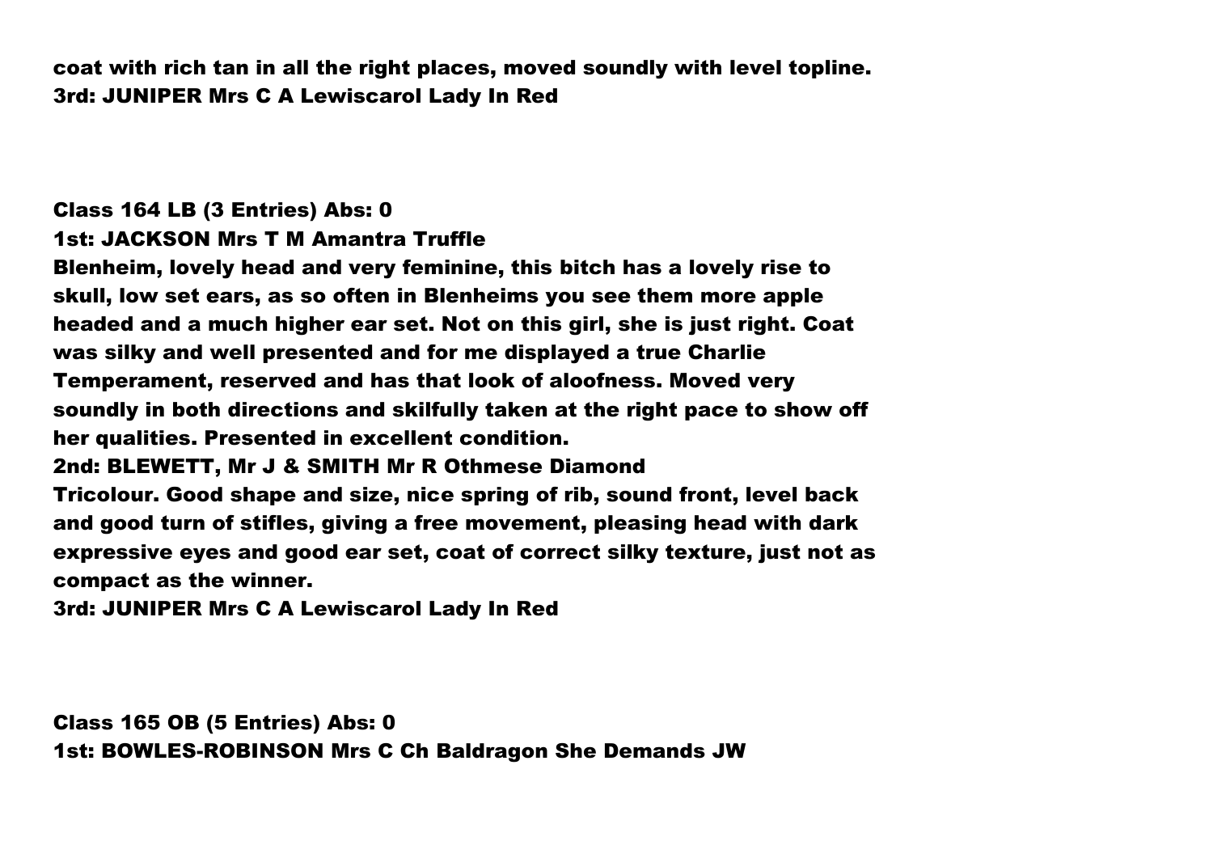**coat with rich tan in all the right places, moved soundly with level topline.**
**3rd: JUNIPER Mrs C A Lewiscarol Lady In Red**

**Class 164 LB (3 Entries) Abs: 0**
**1st: JACKSON Mrs T M Amantra Truffle**
**Blenheim, lovely head and very feminine, this bitch has a lovely rise to skull, low set ears, as so often in Blenheims you see them more apple headed and a much higher ear set. Not on this girl, she is just right. Coat was silky and well presented and for me displayed a true Charlie Temperament, reserved and has that look of aloofness. Moved very soundly in both directions and skilfully taken at the right pace to show off her qualities. Presented in excellent condition.**
**2nd: BLEWETT, Mr J & SMITH Mr R Othmese Diamond**
**Tricolour. Good shape and size, nice spring of rib, sound front, level back and good turn of stifles, giving a free movement, pleasing head with dark expressive eyes and good ear set, coat of correct silky texture, just not as compact as the winner.**
**3rd: JUNIPER Mrs C A Lewiscarol Lady In Red**

**Class 165 OB (5 Entries) Abs: 0**
**1st: BOWLES-ROBINSON Mrs C Ch Baldragon She Demands JW**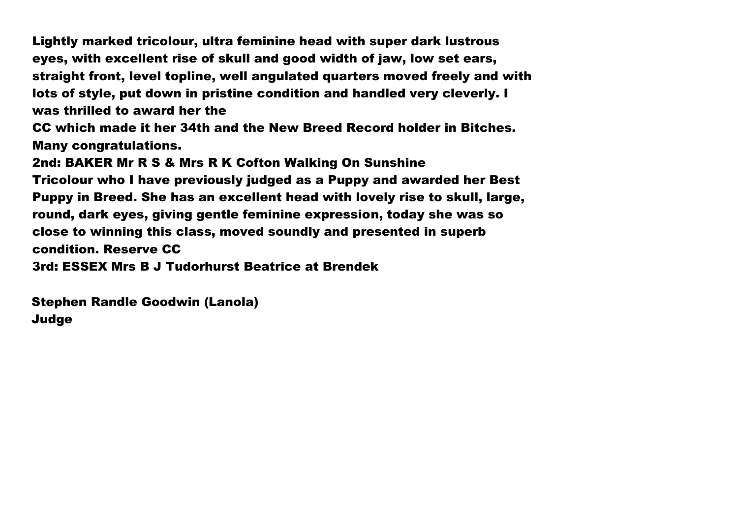**Lightly marked tricolour, ultra feminine head with super dark lustrous eyes, with excellent rise of skull and good width of jaw, low set ears, straight front, level topline, well angulated quarters moved freely and with lots of style, put down in pristine condition and handled very cleverly. I was thrilled to award her the**
**CC which made it her 34th and the New Breed Record holder in Bitches. Many congratulations.**
**2nd: BAKER Mr R S & Mrs R K Cofton Walking On Sunshine**
**Tricolour who I have previously judged as a Puppy and awarded her Best Puppy in Breed. She has an excellent head with lovely rise to skull, large, round, dark eyes, giving gentle feminine expression, today she was so close to winning this class, moved soundly and presented in superb condition. Reserve CC**
**3rd: ESSEX Mrs B J Tudorhurst Beatrice at Brendek**

**Stephen Randle Goodwin (Lanola)**
**Judge**